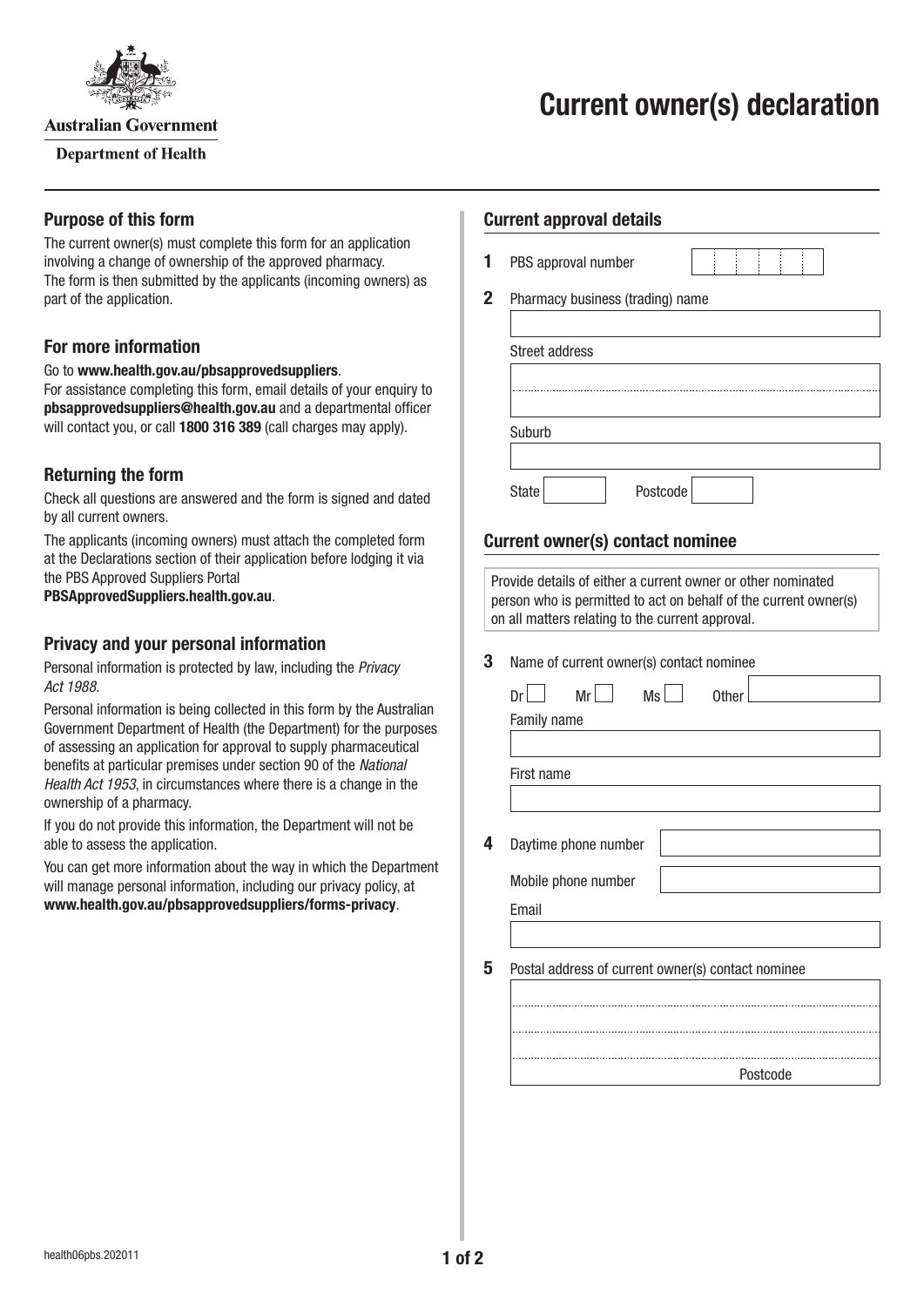Australian Government

Department of Health

# Current owner(s) declaration

## Purpose of this form

The current owner(s) must complete this form for an application involving a change of ownership of the approved pharmacy. The form is then submitted by the applicants (incoming owners) as part of the application.

## For more information

Go to **www.health.gov.au/pbsapprovedsuppliers**.

For assistance completing this form, email details of your enquiry to **pbsapprovedsuppliers@health.gov.au** and a departmental officer will contact you, or call **1800 316 389** (call charges may apply).

## Returning the form

Check all questions are answered and the form is signed and dated by all current owners.

The applicants (incoming owners) must attach the completed form at the Declarations section of their application before lodging it via the PBS Approved Suppliers Portal **PBSApprovedSuppliers.health.gov.au**.

## Privacy and your personal information

Personal information is protected by law, including the *Privacy Act 1988*.

Personal information is being collected in this form by the Australian Government Department of Health (the Department) for the purposes of assessing an application for approval to supply pharmaceutical benefits at particular premises under section 90 of the *National Health Act 1953*, in circumstances where there is a change in the ownership of a pharmacy.

If you do not provide this information, the Department will not be able to assess the application.

You can get more information about the way in which the Department will manage personal information, including our privacy policy, at **www.health.gov.au/pbsapprovedsuppliers/forms-privacy**.

## Current approval details

**1** PBS approval number

**2** Pharmacy business (trading) name

Street address

Suburb

State ______ Postcode ______

## Current owner(s) contact nominee

Provide details of either a current owner or other nominated person who is permitted to act on behalf of the current owner(s) on all matters relating to the current approval.

**3** Name of current owner(s) contact nominee

☐ Dr ☐ Mr ☐ Ms Other ______

Family name

First name

**4** Daytime phone number

Mobile phone number

Email

**5** Postal address of current owner(s) contact nominee

Postcode

health06pbs.202011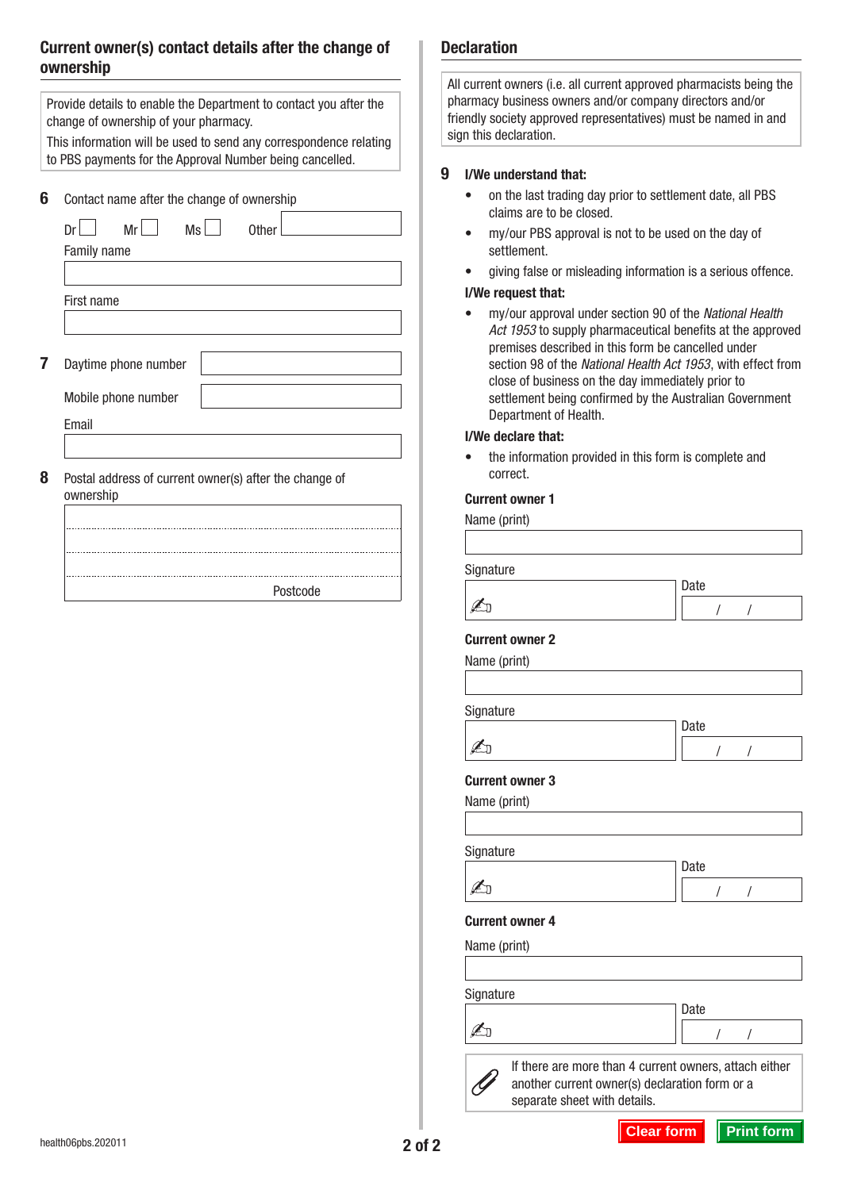## Current owner(s) contact details after the change of ownership

Provide details to enable the Department to contact you after the change of ownership of your pharmacy.

This information will be used to send any correspondence relating to PBS payments for the Approval Number being cancelled.

**6** Contact name after the change of ownership

Dr ☐ Mr ☐ Ms ☐ Other

Family name

First name

**7** Daytime phone number

Mobile phone number

Email

**8** Postal address of current owner(s) after the change of ownership

Postcode

## Declaration

All current owners (i.e. all current approved pharmacists being the pharmacy business owners and/or company directors and/or friendly society approved representatives) must be named in and sign this declaration.

**9** **I/We understand that:**

- on the last trading day prior to settlement date, all PBS claims are to be closed.
- my/our PBS approval is not to be used on the day of settlement.
- giving false or misleading information is a serious offence.

**I/We request that:**

- my/our approval under section 90 of the *National Health Act 1953* to supply pharmaceutical benefits at the approved premises described in this form be cancelled under section 98 of the *National Health Act 1953*, with effect from close of business on the day immediately prior to settlement being confirmed by the Australian Government Department of Health.

**I/We declare that:**

- the information provided in this form is complete and correct.

**Current owner 1**

Name (print)

Signature

Date / /

**Current owner 2**

Name (print)

Signature

Date / /

**Current owner 3**

Name (print)

Signature

Date / /

**Current owner 4**

Name (print)

Signature

Date / /

If there are more than 4 current owners, attach either another current owner(s) declaration form or a separate sheet with details.

Clear form Print form

health06pbs.202011